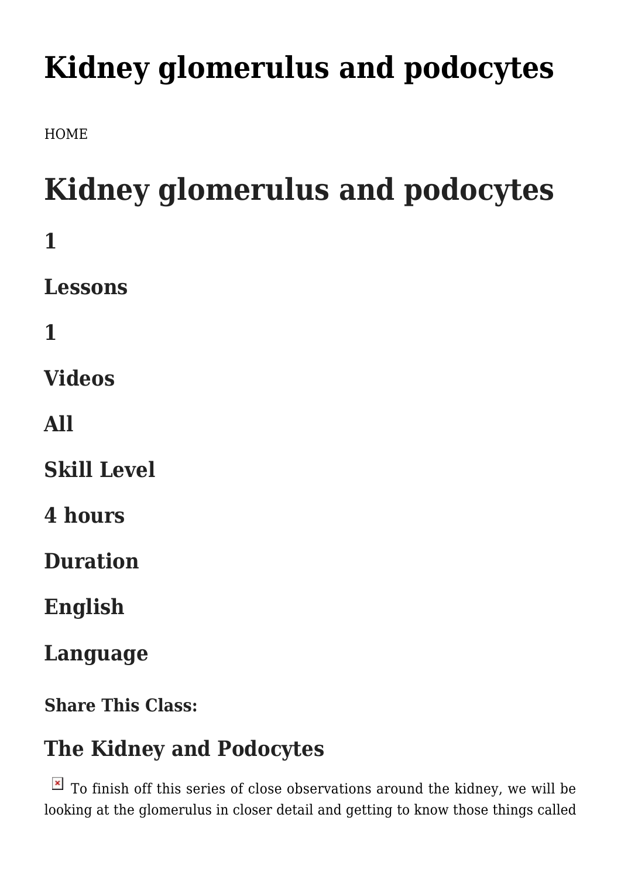# Kidney glomerulus and podocytes

HOME

# Kidney glomerulus and podocytes

## 1

## Lessons

## 1

## Videos

## All

## Skill Level

## 4 hours

## Duration

## English

## Language

### Share This Class:

## The Kidney and Podocytes

To finish off this series of close observations around the kidney, we will be looking at the glomerulus in closer detail and getting to know those things called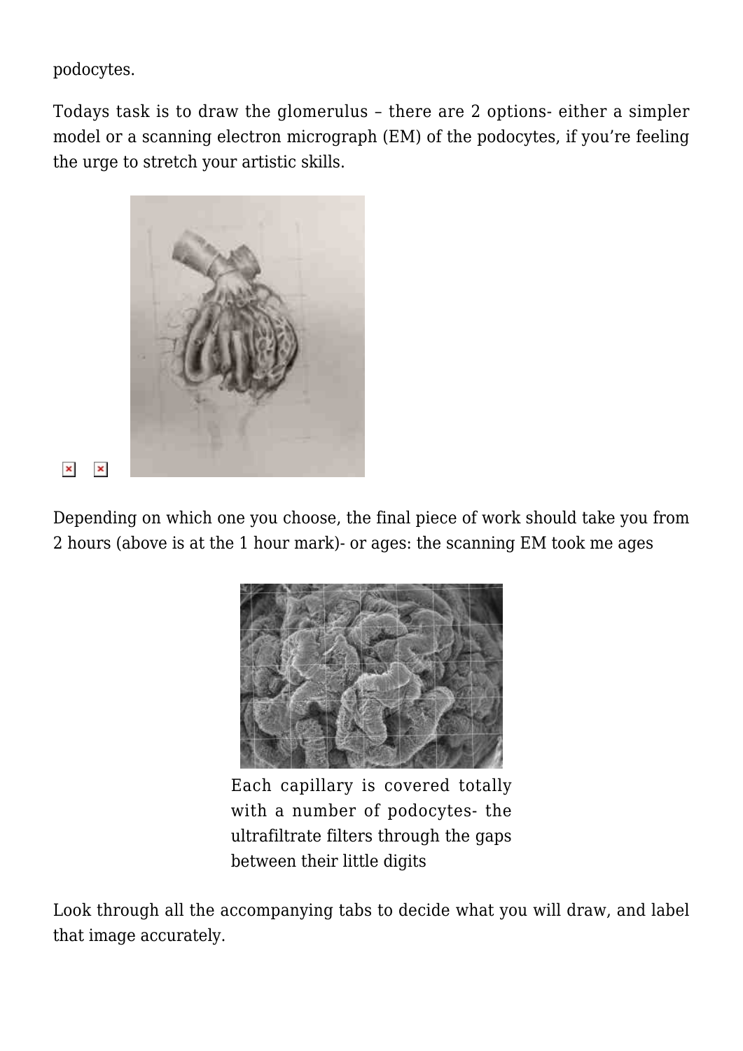podocytes.

Todays task is to draw the glomerulus – there are 2 options- either a simpler model or a scanning electron micrograph (EM) of the podocytes, if you're feeling the urge to stretch your artistic skills.

Depending on which one you choose, the final piece of work should take you from 2 hours (above is at the 1 hour mark)- or ages: the scanning EM took me ages

Each capillary is covered totally with a number of podocytes- the ultrafiltrate filters through the gaps between their little digits

Look through all the accompanying tabs to decide what you will draw, and label that image accurately.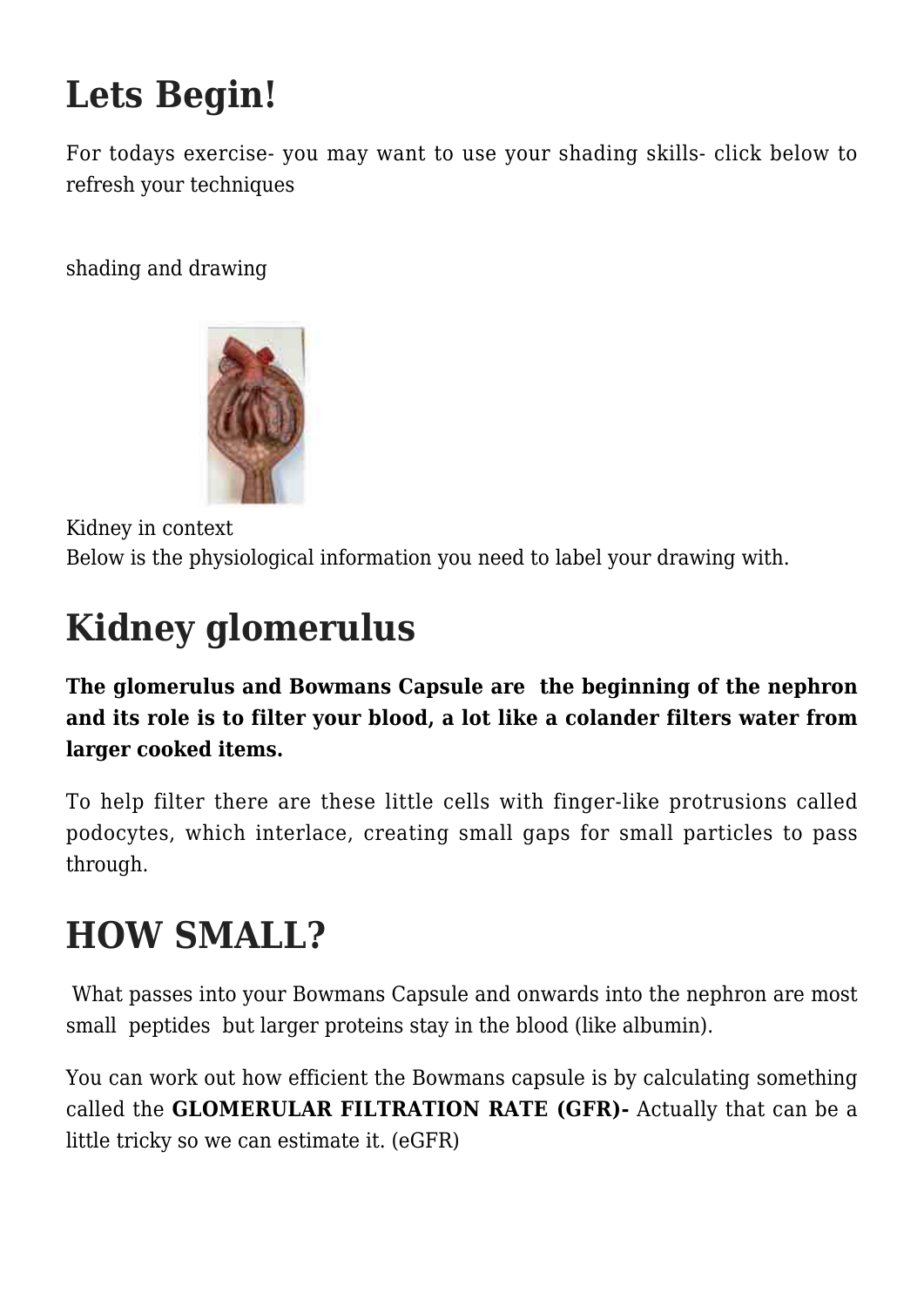# Lets Begin!

For todays exercise- you may want to use your shading skills- click below to refresh your techniques

shading and drawing

Kidney in context

Below is the physiological information you need to label your drawing with.

# Kidney glomerulus

**The glomerulus and Bowmans Capsule are the beginning of the nephron and its role is to filter your blood, a lot like a colander filters water from larger cooked items.**

To help filter there are these little cells with finger-like protrusions called podocytes, which interlace, creating small gaps for small particles to pass through.

# HOW SMALL?

What passes into your Bowmans Capsule and onwards into the nephron are most small peptides but larger proteins stay in the blood (like albumin).

You can work out how efficient the Bowmans capsule is by calculating something called the **GLOMERULAR FILTRATION RATE (GFR)-** Actually that can be a little tricky so we can estimate it. (eGFR)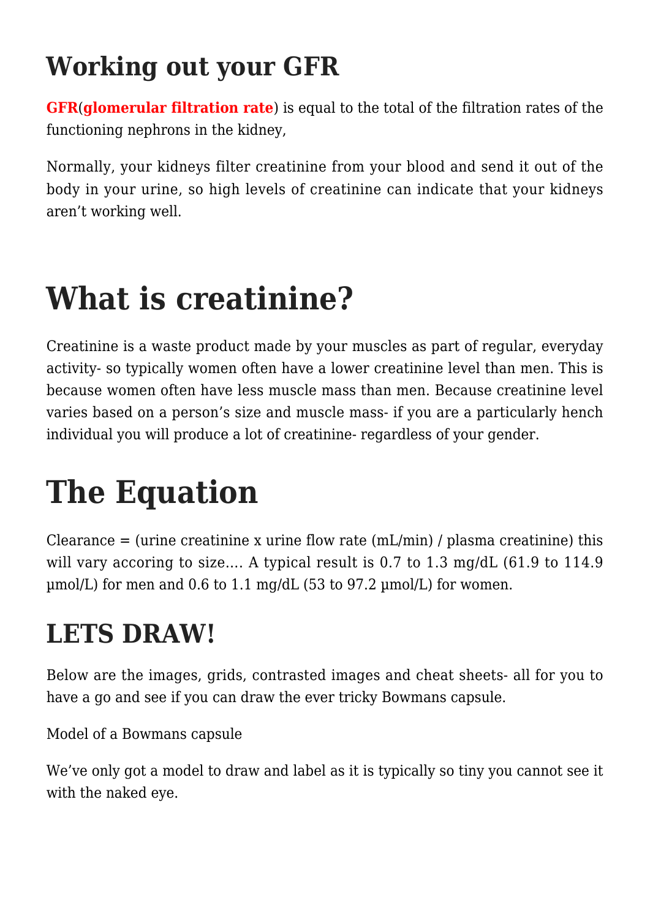## Working out your GFR

**GFR**(**glomerular filtration rate**) is equal to the total of the filtration rates of the functioning nephrons in the kidney,

Normally, your kidneys filter creatinine from your blood and send it out of the body in your urine, so high levels of creatinine can indicate that your kidneys aren't working well.

# What is creatinine?

Creatinine is a waste product made by your muscles as part of regular, everyday activity- so typically women often have a lower creatinine level than men. This is because women often have less muscle mass than men. Because creatinine level varies based on a person's size and muscle mass- if you are a particularly hench individual you will produce a lot of creatinine- regardless of your gender.

# The Equation

Clearance = (urine creatinine x urine flow rate (mL/min) / plasma creatinine) this will vary accoring to size…. A typical result is 0.7 to 1.3 mg/dL (61.9 to 114.9 µmol/L) for men and 0.6 to 1.1 mg/dL (53 to 97.2 µmol/L) for women.

## LETS DRAW!

Below are the images, grids, contrasted images and cheat sheets- all for you to have a go and see if you can draw the ever tricky Bowmans capsule.

Model of a Bowmans capsule

We've only got a model to draw and label as it is typically so tiny you cannot see it with the naked eye.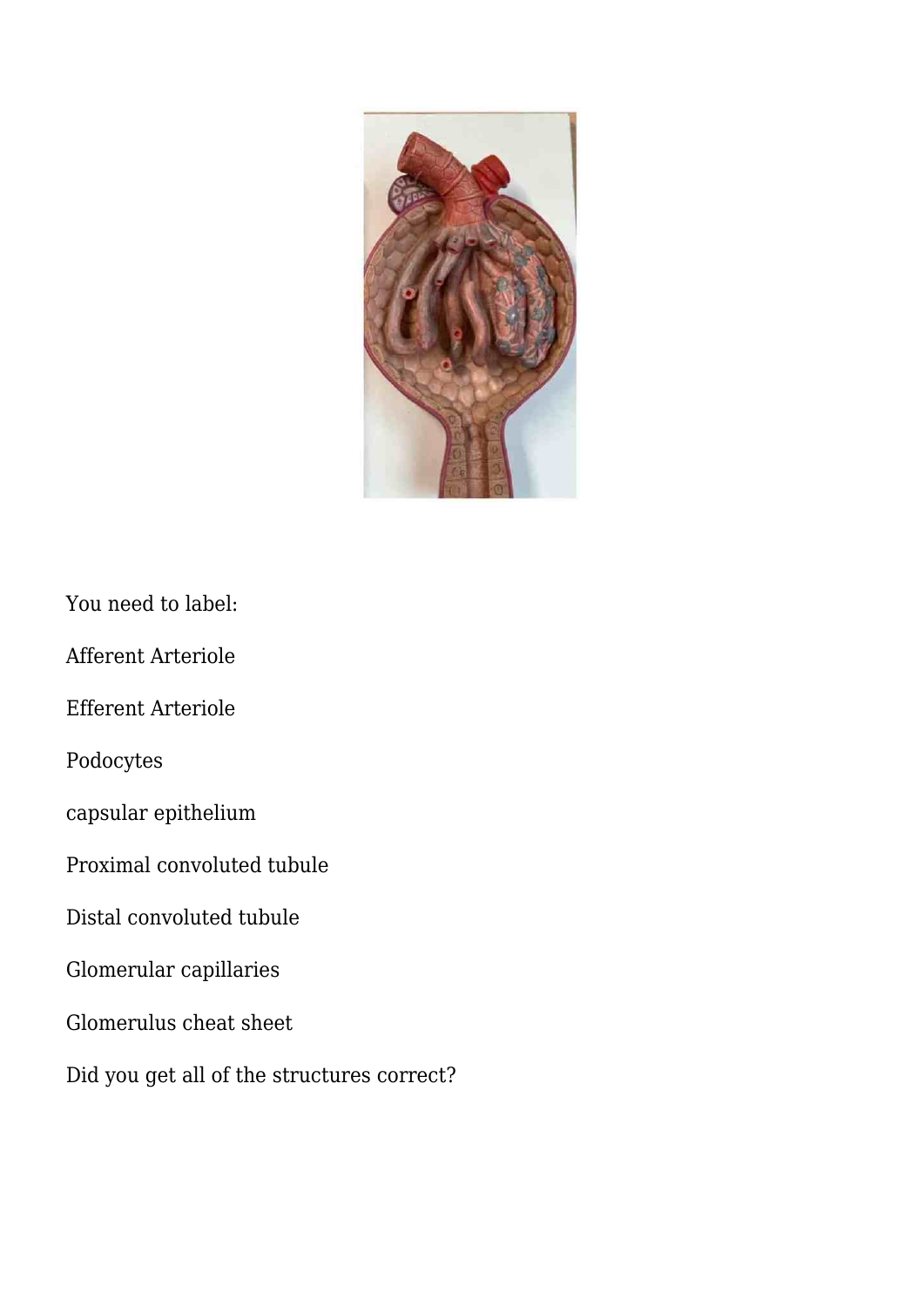You need to label:

Afferent Arteriole

Efferent Arteriole

Podocytes

capsular epithelium

Proximal convoluted tubule

Distal convoluted tubule

Glomerular capillaries

Glomerulus cheat sheet

Did you get all of the structures correct?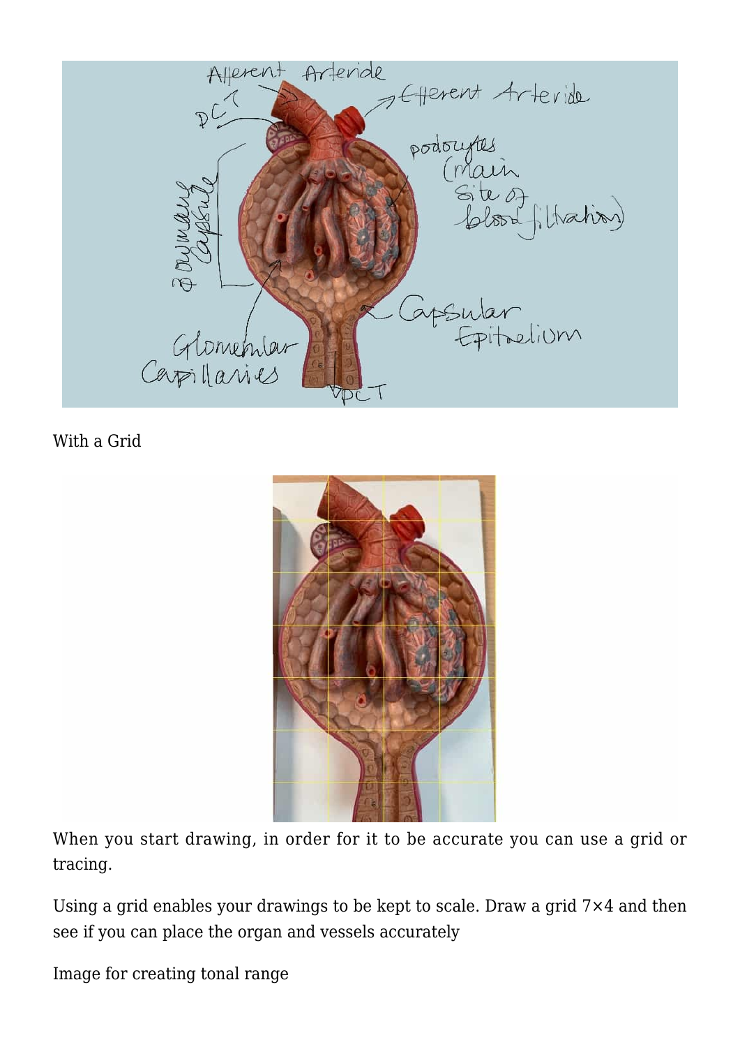With a Grid

When you start drawing, in order for it to be accurate you can use a grid or tracing.

Using a grid enables your drawings to be kept to scale. Draw a grid 7×4 and then see if you can place the organ and vessels accurately

Image for creating tonal range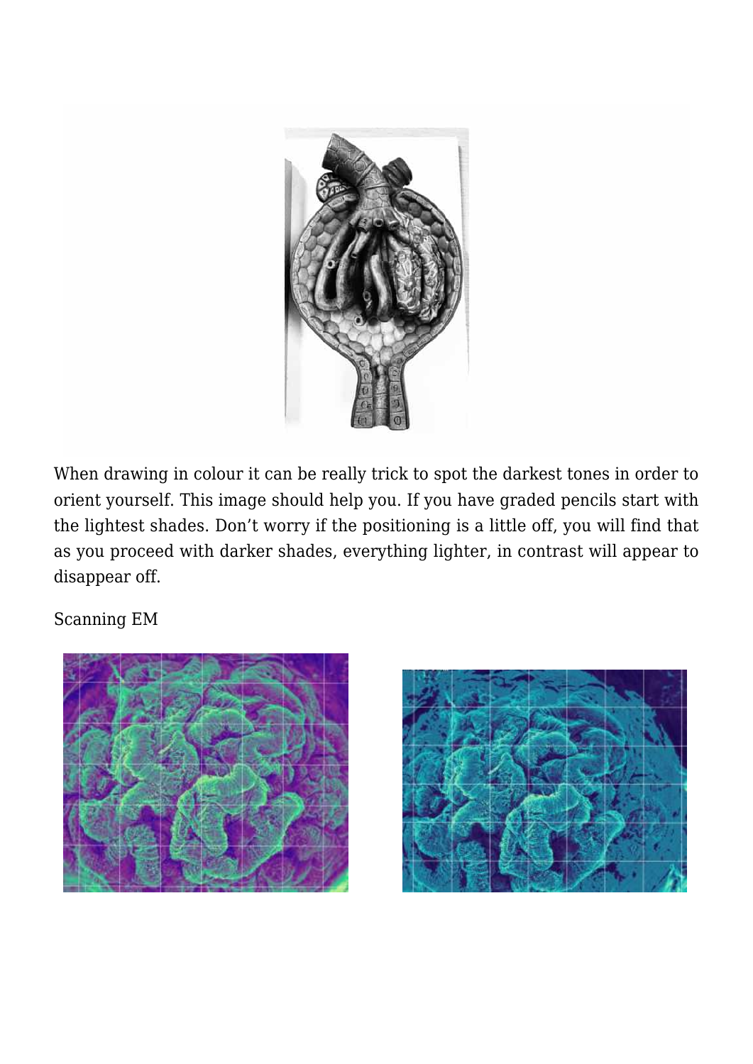When drawing in colour it can be really trick to spot the darkest tones in order to orient yourself. This image should help you. If you have graded pencils start with the lightest shades. Don't worry if the positioning is a little off, you will find that as you proceed with darker shades, everything lighter, in contrast will appear to disappear off.

Scanning EM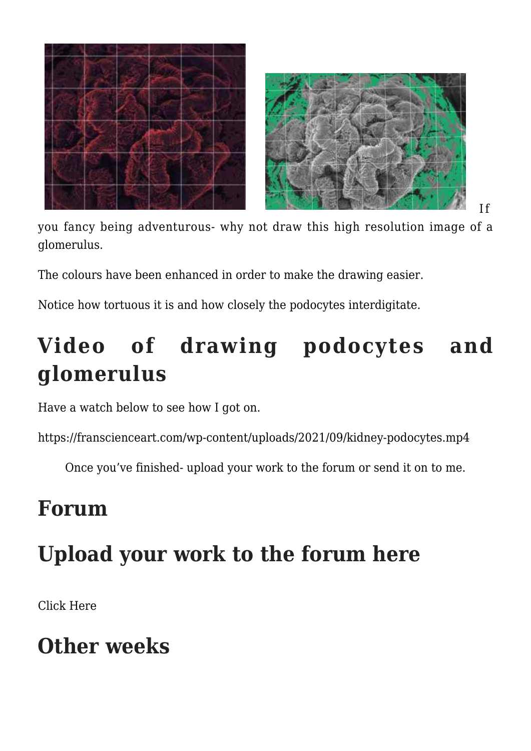If you fancy being adventurous- why not draw this high resolution image of a glomerulus.

The colours have been enhanced in order to make the drawing easier.

Notice how tortuous it is and how closely the podocytes interdigitate.

## Video of drawing podocytes and glomerulus

Have a watch below to see how I got on.

https://franscienceart.com/wp-content/uploads/2021/09/kidney-podocytes.mp4

Once you've finished- upload your work to the forum or send it on to me.

## Forum

## Upload your work to the forum here

Click Here

## Other weeks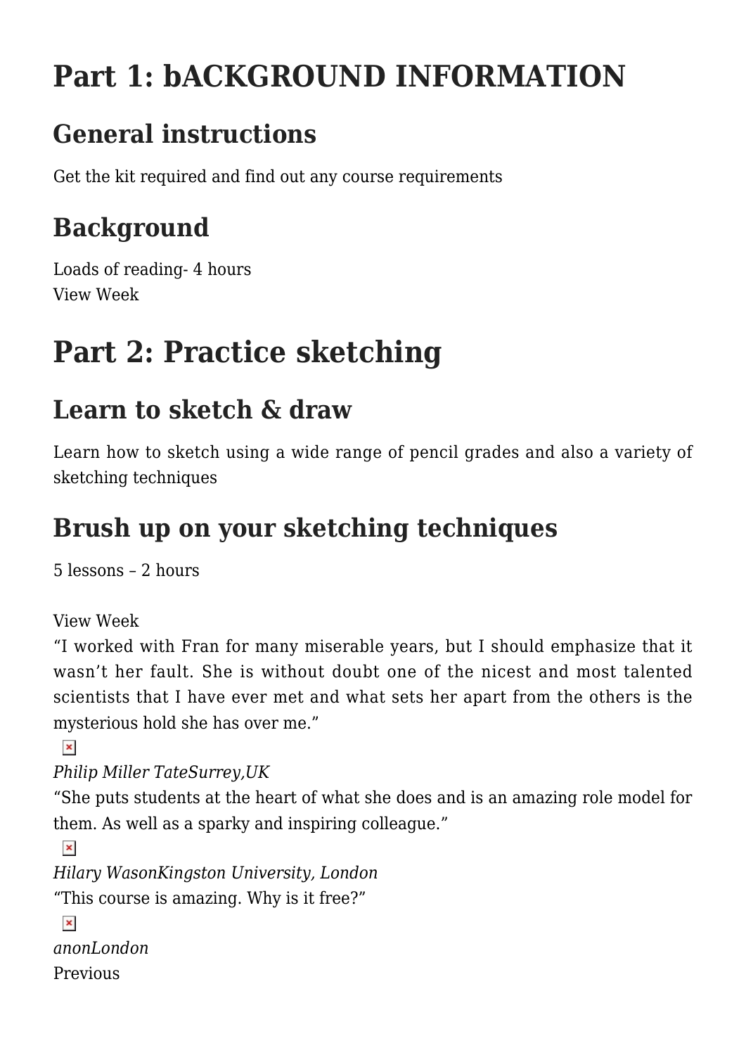# Part 1: bACKGROUND INFORMATION

## General instructions

Get the kit required and find out any course requirements

## Background

Loads of reading- 4 hours
View Week

# Part 2: Practice sketching

## Learn to sketch & draw

Learn how to sketch using a wide range of pencil grades and also a variety of sketching techniques

## Brush up on your sketching techniques

5 lessons – 2 hours

View Week
"I worked with Fran for many miserable years, but I should emphasize that it wasn't her fault. She is without doubt one of the nicest and most talented scientists that I have ever met and what sets her apart from the others is the mysterious hold she has over me."

*Philip Miller TateSurrey,UK*
"She puts students at the heart of what she does and is an amazing role model for them. As well as a sparky and inspiring colleague."

*Hilary WasonKingston University, London*
"This course is amazing. Why is it free?"

*anonLondon*
Previous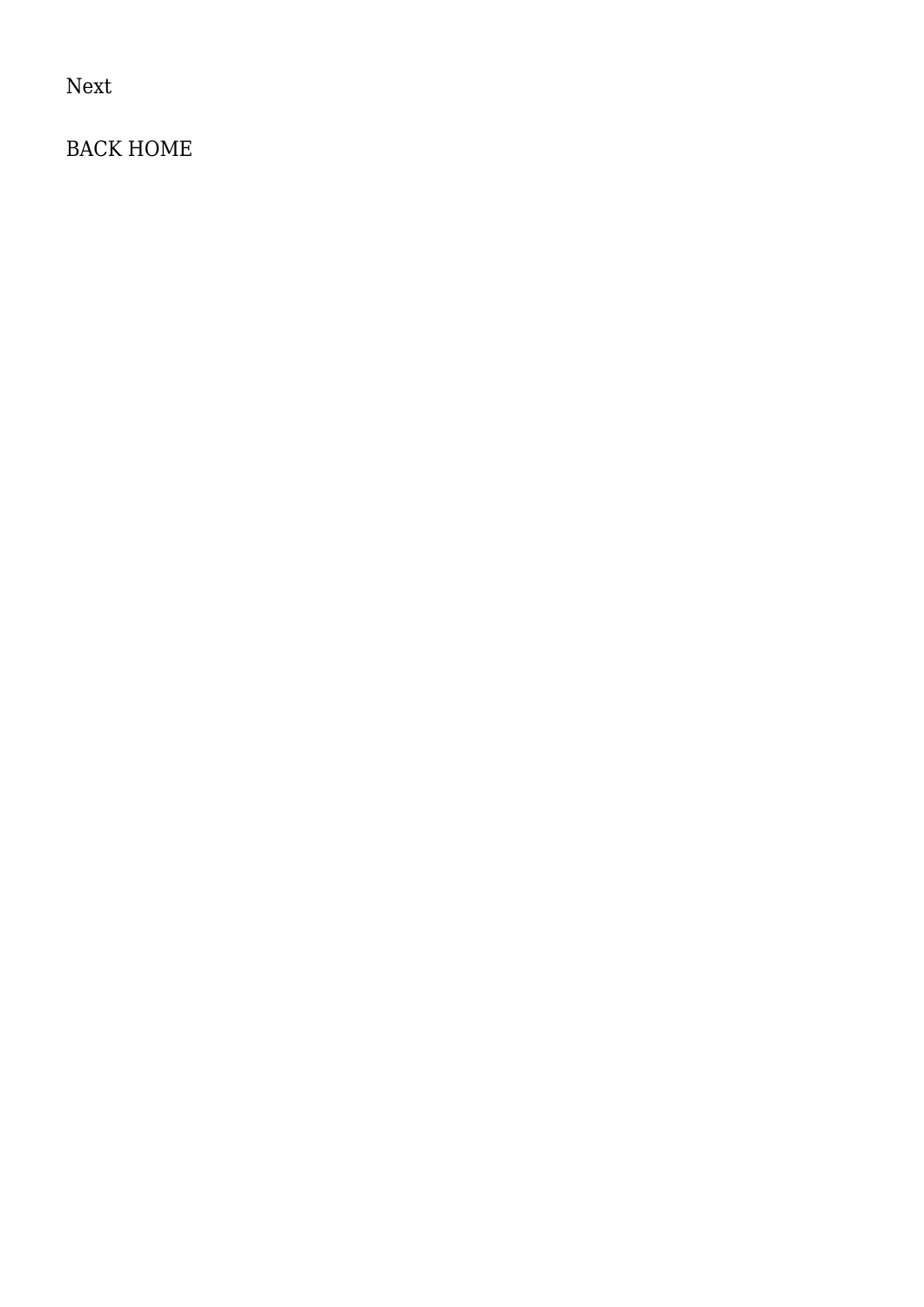Next

BACK HOME